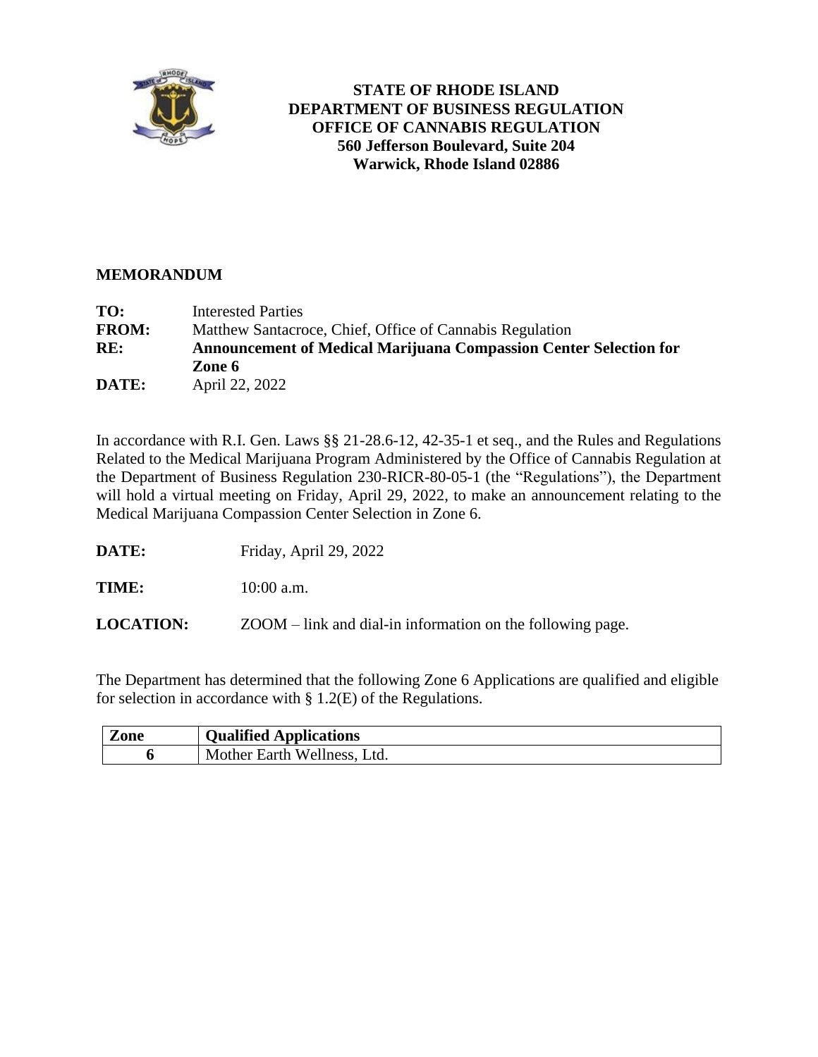**STATE OF RHODE ISLAND**
**DEPARTMENT OF BUSINESS REGULATION**
**OFFICE OF CANNABIS REGULATION**
**560 Jefferson Boulevard, Suite 204**
**Warwick, Rhode Island 02886**

## MEMORANDUM

**TO:** Interested Parties
**FROM:** Matthew Santacroce, Chief, Office of Cannabis Regulation
**RE:** **Announcement of Medical Marijuana Compassion Center Selection for Zone 6**
**DATE:** April 22, 2022

In accordance with R.I. Gen. Laws §§ 21-28.6-12, 42-35-1 et seq., and the Rules and Regulations Related to the Medical Marijuana Program Administered by the Office of Cannabis Regulation at the Department of Business Regulation 230-RICR-80-05-1 (the "Regulations"), the Department will hold a virtual meeting on Friday, April 29, 2022, to make an announcement relating to the Medical Marijuana Compassion Center Selection in Zone 6.

**DATE:** Friday, April 29, 2022

**TIME:** 10:00 a.m.

**LOCATION:** ZOOM – link and dial-in information on the following page.

The Department has determined that the following Zone 6 Applications are qualified and eligible for selection in accordance with § 1.2(E) of the Regulations.

| Zone | Qualified Applications |
|---|---|
| 6 | Mother Earth Wellness, Ltd. |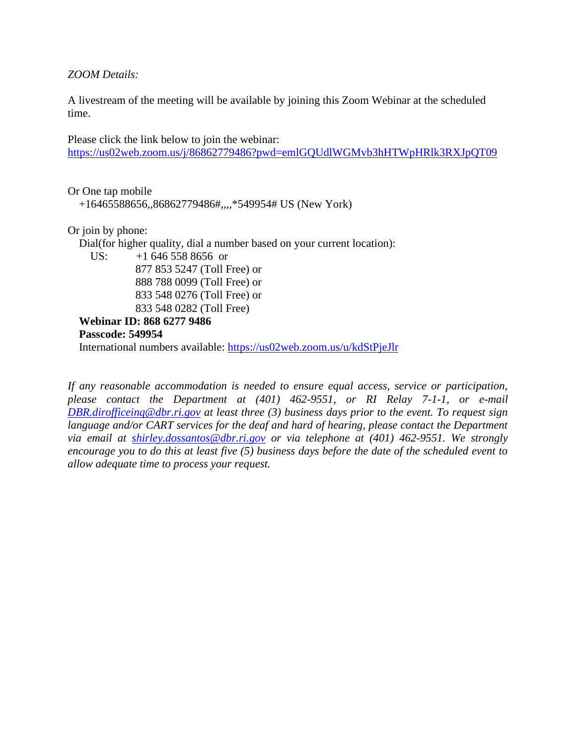*ZOOM Details:*

A livestream of the meeting will be available by joining this Zoom Webinar at the scheduled time.

Please click the link below to join the webinar:
https://us02web.zoom.us/j/86862779486?pwd=emlGQUdlWGMvb3hHTWpHRlk3RXJpQT09

Or One tap mobile
+16465588656,,86862779486#,,,,*549954# US (New York)

Or join by phone:
Dial(for higher quality, dial a number based on your current location):
US: +1 646 558 8656 or
877 853 5247 (Toll Free) or
888 788 0099 (Toll Free) or
833 548 0276 (Toll Free) or
833 548 0282 (Toll Free)

**Webinar ID: 868 6277 9486**
**Passcode: 549954**

International numbers available: https://us02web.zoom.us/u/kdStPjeJlr

*If any reasonable accommodation is needed to ensure equal access, service or participation, please contact the Department at (401) 462-9551, or RI Relay 7-1-1, or e-mail DBR.dirofficeinq@dbr.ri.gov at least three (3) business days prior to the event. To request sign language and/or CART services for the deaf and hard of hearing, please contact the Department via email at shirley.dossantos@dbr.ri.gov or via telephone at (401) 462-9551. We strongly encourage you to do this at least five (5) business days before the date of the scheduled event to allow adequate time to process your request.*